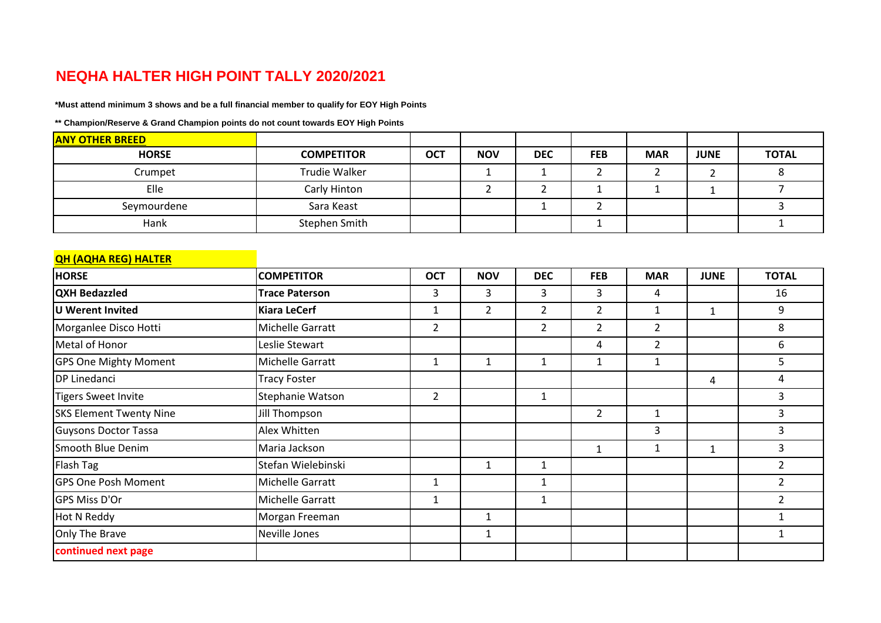# NEQHA HALTER HIGH POINT TALLY 2020/2021

**\*Must attend minimum 3 shows and be a full financial member to qualify for EOY High Points**

**\*\* Champion/Reserve & Grand Champion points do not count towards EOY High Points**

**ANY OTHER BREED**

| HORSE | COMPETITOR | OCT | NOV | DEC | FEB | MAR | JUNE | TOTAL |
|---|---|---|---|---|---|---|---|---|
| Crumpet | Trudie Walker | | 1 | 1 | 2 | 2 | 2 | 8 |
| Elle | Carly Hinton | | 2 | 2 | 1 | 1 | 1 | 7 |
| Seymourdene | Sara Keast | | | 1 | 2 | | | 3 |
| Hank | Stephen Smith | | | | 1 | | | 1 |

**QH (AQHA REG) HALTER**

| HORSE | COMPETITOR | OCT | NOV | DEC | FEB | MAR | JUNE | TOTAL |
|---|---|---|---|---|---|---|---|---|
| **QXH Bedazzled** | **Trace Paterson** | 3 | 3 | 3 | 3 | 4 | | 16 |
| **U Werent Invited** | **Kiara LeCerf** | 1 | 2 | 2 | 2 | 1 | 1 | 9 |
| Morganlee Disco Hotti | Michelle Garratt | 2 | | 2 | 2 | 2 | | 8 |
| Metal of Honor | Leslie Stewart | | | | 4 | 2 | | 6 |
| GPS One Mighty Moment | Michelle Garratt | 1 | 1 | 1 | 1 | 1 | | 5 |
| DP Linedanci | Tracy Foster | | | | | | 4 | 4 |
| Tigers Sweet Invite | Stephanie Watson | 2 | | 1 | | | | 3 |
| SKS Element Twenty Nine | Jill Thompson | | | | 2 | 1 | | 3 |
| Guysons Doctor Tassa | Alex Whitten | | | | | 3 | | 3 |
| Smooth Blue Denim | Maria Jackson | | | | 1 | 1 | 1 | 3 |
| Flash Tag | Stefan Wielebinski | | 1 | 1 | | | | 2 |
| GPS One Posh Moment | Michelle Garratt | 1 | | 1 | | | | 2 |
| GPS Miss D'Or | Michelle Garratt | 1 | | 1 | | | | 2 |
| Hot N Reddy | Morgan Freeman | | 1 | | | | | 1 |
| Only The Brave | Neville Jones | | 1 | | | | | 1 |
| continued next page | | | | | | | | |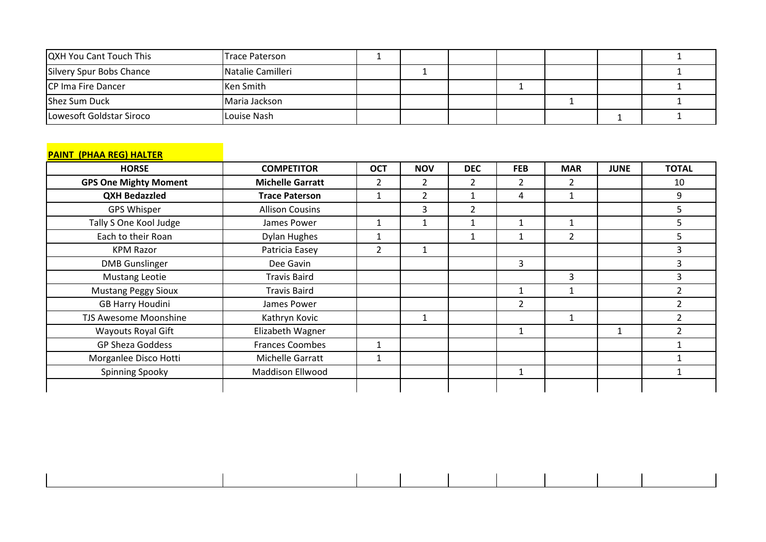| | | | | | | | | |
|---|---|---|---|---|---|---|---|---|
| QXH You Cant Touch This | Trace Paterson | 1 | | | | | | 1 |
| Silvery Spur Bobs Chance | Natalie Camilleri | | 1 | | | | | 1 |
| CP Ima Fire Dancer | Ken Smith | | | | 1 | | | 1 |
| Shez Sum Duck | Maria Jackson | | | | | 1 | | 1 |
| Lowesoft Goldstar Siroco | Louise Nash | | | | | | 1 | 1 |

**PAINT (PHAA REG) HALTER**

| HORSE | COMPETITOR | OCT | NOV | DEC | FEB | MAR | JUNE | TOTAL |
|---|---|---|---|---|---|---|---|---|
| **GPS One Mighty Moment** | **Michelle Garratt** | 2 | 2 | 2 | 2 | 2 | | 10 |
| **QXH Bedazzled** | **Trace Paterson** | 1 | 2 | 1 | 4 | 1 | | 9 |
| GPS Whisper | Allison Cousins | | 3 | 2 | | | | 5 |
| Tally S One Kool Judge | James Power | 1 | 1 | 1 | 1 | 1 | | 5 |
| Each to their Roan | Dylan Hughes | 1 | | 1 | 1 | 2 | | 5 |
| KPM Razor | Patricia Easey | 2 | 1 | | | | | 3 |
| DMB Gunslinger | Dee Gavin | | | | 3 | | | 3 |
| Mustang Leotie | Travis Baird | | | | | 3 | | 3 |
| Mustang Peggy Sioux | Travis Baird | | | | 1 | 1 | | 2 |
| GB Harry Houdini | James Power | | | | 2 | | | 2 |
| TJS Awesome Moonshine | Kathryn Kovic | | 1 | | | 1 | | 2 |
| Wayouts Royal Gift | Elizabeth Wagner | | | | 1 | | 1 | 2 |
| GP Sheza Goddess | Frances Coombes | 1 | | | | | | 1 |
| Morganlee Disco Hotti | Michelle Garratt | 1 | | | | | | 1 |
| Spinning Spooky | Maddison Ellwood | | | | 1 | | | 1 |
| | | | | | | | | |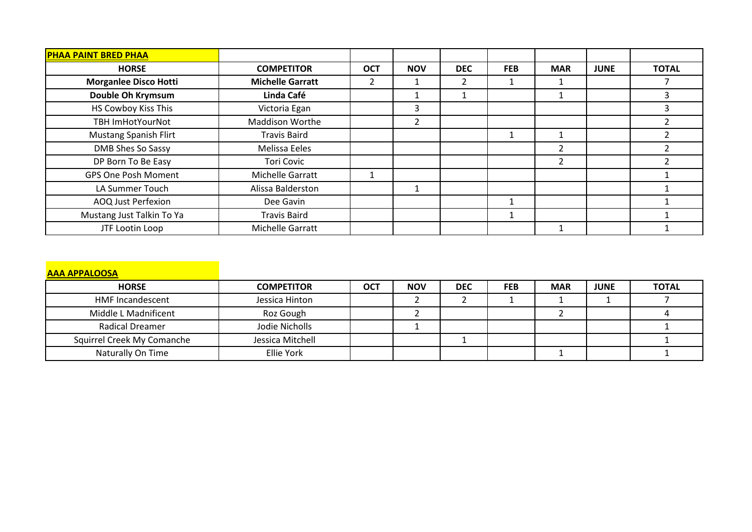**PHAA PAINT BRED PHAA**

| HORSE | COMPETITOR | OCT | NOV | DEC | FEB | MAR | JUNE | TOTAL |
|---|---|---|---|---|---|---|---|---|
| **Morganlee Disco Hotti** | **Michelle Garratt** | 2 | 1 | 2 | 1 | 1 | | 7 |
| **Double Oh Krymsum** | **Linda Café** | | 1 | 1 | | 1 | | 3 |
| HS Cowboy Kiss This | Victoria Egan | | 3 | | | | | 3 |
| TBH ImHotYourNot | Maddison Worthe | | 2 | | | | | 2 |
| Mustang Spanish Flirt | Travis Baird | | | | 1 | 1 | | 2 |
| DMB Shes So Sassy | Melissa Eeles | | | | | 2 | | 2 |
| DP Born To Be Easy | Tori Covic | | | | | 2 | | 2 |
| GPS One Posh Moment | Michelle Garratt | 1 | | | | | | 1 |
| LA Summer Touch | Alissa Balderston | | 1 | | | | | 1 |
| AOQ Just Perfexion | Dee Gavin | | | | 1 | | | 1 |
| Mustang Just Talkin To Ya | Travis Baird | | | | 1 | | | 1 |
| JTF Lootin Loop | Michelle Garratt | | | | | 1 | | 1 |

**AAA APPALOOSA**

| HORSE | COMPETITOR | OCT | NOV | DEC | FEB | MAR | JUNE | TOTAL |
|---|---|---|---|---|---|---|---|---|
| HMF Incandescent | Jessica Hinton | | 2 | 2 | 1 | 1 | 1 | 7 |
| Middle L Madnificent | Roz Gough | | 2 | | | 2 | | 4 |
| Radical Dreamer | Jodie Nicholls | | 1 | | | | | 1 |
| Squirrel Creek My Comanche | Jessica Mitchell | | | 1 | | | | 1 |
| Naturally On Time | Ellie York | | | | | 1 | | 1 |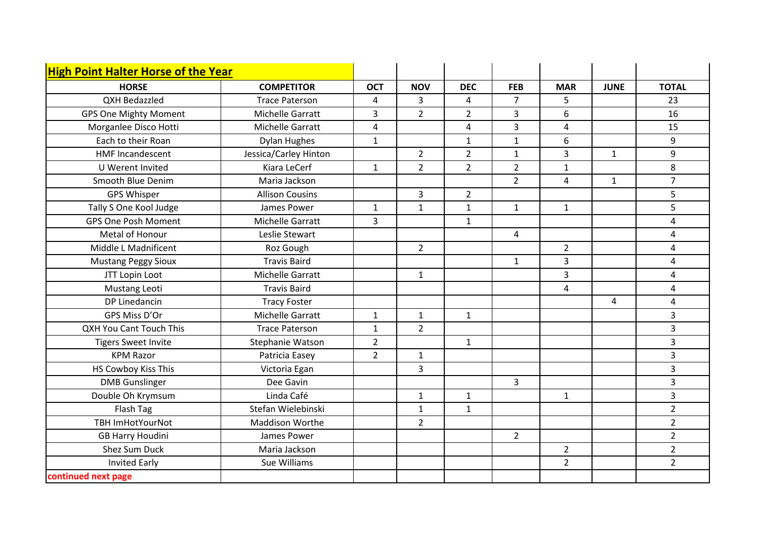## High Point Halter Horse of the Year

| HORSE | COMPETITOR | OCT | NOV | DEC | FEB | MAR | JUNE | TOTAL |
|---|---|---|---|---|---|---|---|---|
| QXH Bedazzled | Trace Paterson | 4 | 3 | 4 | 7 | 5 | | 23 |
| GPS One Mighty Moment | Michelle Garratt | 3 | 2 | 2 | 3 | 6 | | 16 |
| Morganlee Disco Hotti | Michelle Garratt | 4 | | 4 | 3 | 4 | | 15 |
| Each to their Roan | Dylan Hughes | 1 | | 1 | 1 | 6 | | 9 |
| HMF Incandescent | Jessica/Carley Hinton | | 2 | 2 | 1 | 3 | 1 | 9 |
| U Werent Invited | Kiara LeCerf | 1 | 2 | 2 | 2 | 1 | | 8 |
| Smooth Blue Denim | Maria Jackson | | | | 2 | 4 | 1 | 7 |
| GPS Whisper | Allison Cousins | | 3 | 2 | | | | 5 |
| Tally S One Kool Judge | James Power | 1 | 1 | 1 | 1 | 1 | | 5 |
| GPS One Posh Moment | Michelle Garratt | 3 | | 1 | | | | 4 |
| Metal of Honour | Leslie Stewart | | | | 4 | | | 4 |
| Middle L Madnificent | Roz Gough | | 2 | | | 2 | | 4 |
| Mustang Peggy Sioux | Travis Baird | | | | 1 | 3 | | 4 |
| JTT Lopin Loot | Michelle Garratt | | 1 | | | 3 | | 4 |
| Mustang Leoti | Travis Baird | | | | | 4 | | 4 |
| DP Linedancin | Tracy Foster | | | | | | 4 | 4 |
| GPS Miss D'Or | Michelle Garratt | 1 | 1 | 1 | | | | 3 |
| QXH You Cant Touch This | Trace Paterson | 1 | 2 | | | | | 3 |
| Tigers Sweet Invite | Stephanie Watson | 2 | | 1 | | | | 3 |
| KPM Razor | Patricia Easey | 2 | 1 | | | | | 3 |
| HS Cowboy Kiss This | Victoria Egan | | 3 | | | | | 3 |
| DMB Gunslinger | Dee Gavin | | | | 3 | | | 3 |
| Double Oh Krymsum | Linda Café | | 1 | 1 | | 1 | | 3 |
| Flash Tag | Stefan Wielebinski | | 1 | 1 | | | | 2 |
| TBH ImHotYourNot | Maddison Worthe | | 2 | | | | | 2 |
| GB Harry Houdini | James Power | | | | 2 | | | 2 |
| Shez Sum Duck | Maria Jackson | | | | | 2 | | 2 |
| Invited Early | Sue Williams | | | | | 2 | | 2 |

continued next page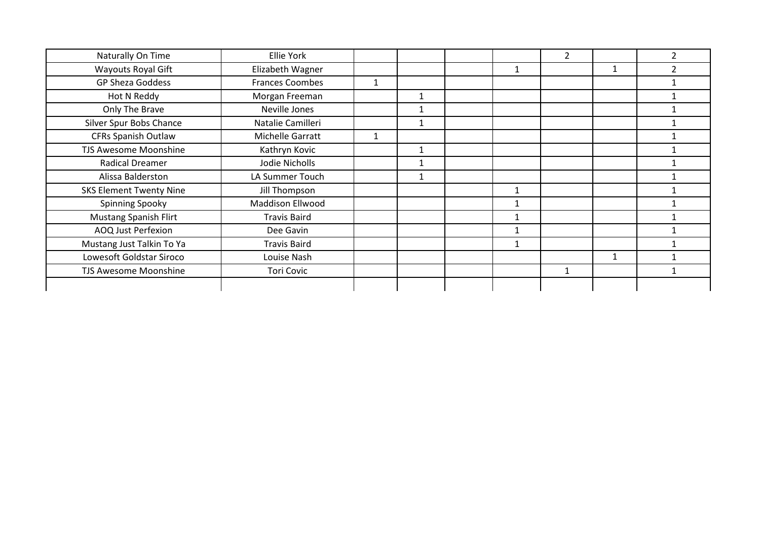| | | | | | | | | |
|---|---|---|---|---|---|---|---|---|
| Naturally On Time | Ellie York | | | | | 2 | | 2 |
| Wayouts Royal Gift | Elizabeth Wagner | | | | 1 | | 1 | 2 |
| GP Sheza Goddess | Frances Coombes | 1 | | | | | | 1 |
| Hot N Reddy | Morgan Freeman | | 1 | | | | | 1 |
| Only The Brave | Neville Jones | | 1 | | | | | 1 |
| Silver Spur Bobs Chance | Natalie Camilleri | | 1 | | | | | 1 |
| CFRs Spanish Outlaw | Michelle Garratt | 1 | | | | | | 1 |
| TJS Awesome Moonshine | Kathryn Kovic | | 1 | | | | | 1 |
| Radical Dreamer | Jodie Nicholls | | 1 | | | | | 1 |
| Alissa Balderston | LA Summer Touch | | 1 | | | | | 1 |
| SKS Element Twenty Nine | Jill Thompson | | | | 1 | | | 1 |
| Spinning Spooky | Maddison Ellwood | | | | 1 | | | 1 |
| Mustang Spanish Flirt | Travis Baird | | | | 1 | | | 1 |
| AOQ Just Perfexion | Dee Gavin | | | | 1 | | | 1 |
| Mustang Just Talkin To Ya | Travis Baird | | | | 1 | | | 1 |
| Lowesoft Goldstar Siroco | Louise Nash | | | | | | 1 | 1 |
| TJS Awesome Moonshine | Tori Covic | | | | | 1 | | 1 |
| | | | | | | | | |